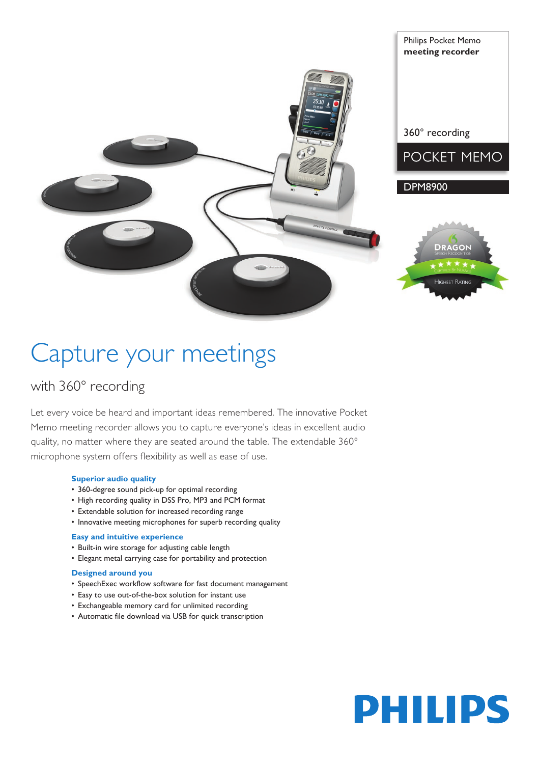Philips Pocket Memo
**meeting recorder**

360° recording

POCKET MEMO

DPM8900

# Capture your meetings

## with 360° recording

Let every voice be heard and important ideas remembered. The innovative Pocket Memo meeting recorder allows you to capture everyone's ideas in excellent audio quality, no matter where they are seated around the table. The extendable 360° microphone system offers flexibility as well as ease of use.

### Superior audio quality

- 360-degree sound pick-up for optimal recording
- High recording quality in DSS Pro, MP3 and PCM format
- Extendable solution for increased recording range
- Innovative meeting microphones for superb recording quality

### Easy and intuitive experience

- Built-in wire storage for adjusting cable length
- Elegant metal carrying case for portability and protection

### Designed around you

- SpeechExec workflow software for fast document management
- Easy to use out-of-the-box solution for instant use
- Exchangeable memory card for unlimited recording
- Automatic file download via USB for quick transcription

PHILIPS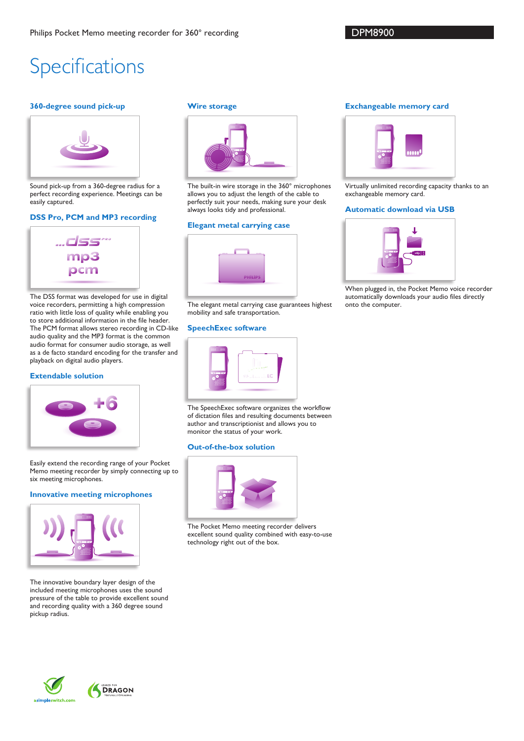# Specifications

### 360-degree sound pick-up

Sound pick-up from a 360-degree radius for a perfect recording experience. Meetings can be easily captured.

### DSS Pro, PCM and MP3 recording

The DSS format was developed for use in digital voice recorders, permitting a high compression ratio with little loss of quality while enabling you to store additional information in the file header. The PCM format allows stereo recording in CD-like audio quality and the MP3 format is the common audio format for consumer audio storage, as well as a de facto standard encoding for the transfer and playback on digital audio players.

### Extendable solution

Easily extend the recording range of your Pocket Memo meeting recorder by simply connecting up to six meeting microphones.

### Innovative meeting microphones

The innovative boundary layer design of the included meeting microphones uses the sound pressure of the table to provide excellent sound and recording quality with a 360 degree sound pickup radius.

### Wire storage

The built-in wire storage in the 360° microphones allows you to adjust the length of the cable to perfectly suit your needs, making sure your desk always looks tidy and professional.

### Elegant metal carrying case

The elegant metal carrying case guarantees highest mobility and safe transportation.

### SpeechExec software

The SpeechExec software organizes the workflow of dictation files and resulting documents between author and transcriptionist and allows you to monitor the status of your work.

### Out-of-the-box solution

The Pocket Memo meeting recorder delivers excellent sound quality combined with easy-to-use technology right out of the box.

### Exchangeable memory card

Virtually unlimited recording capacity thanks to an exchangeable memory card.

### Automatic download via USB

When plugged in, the Pocket Memo voice recorder automatically downloads your audio files directly onto the computer.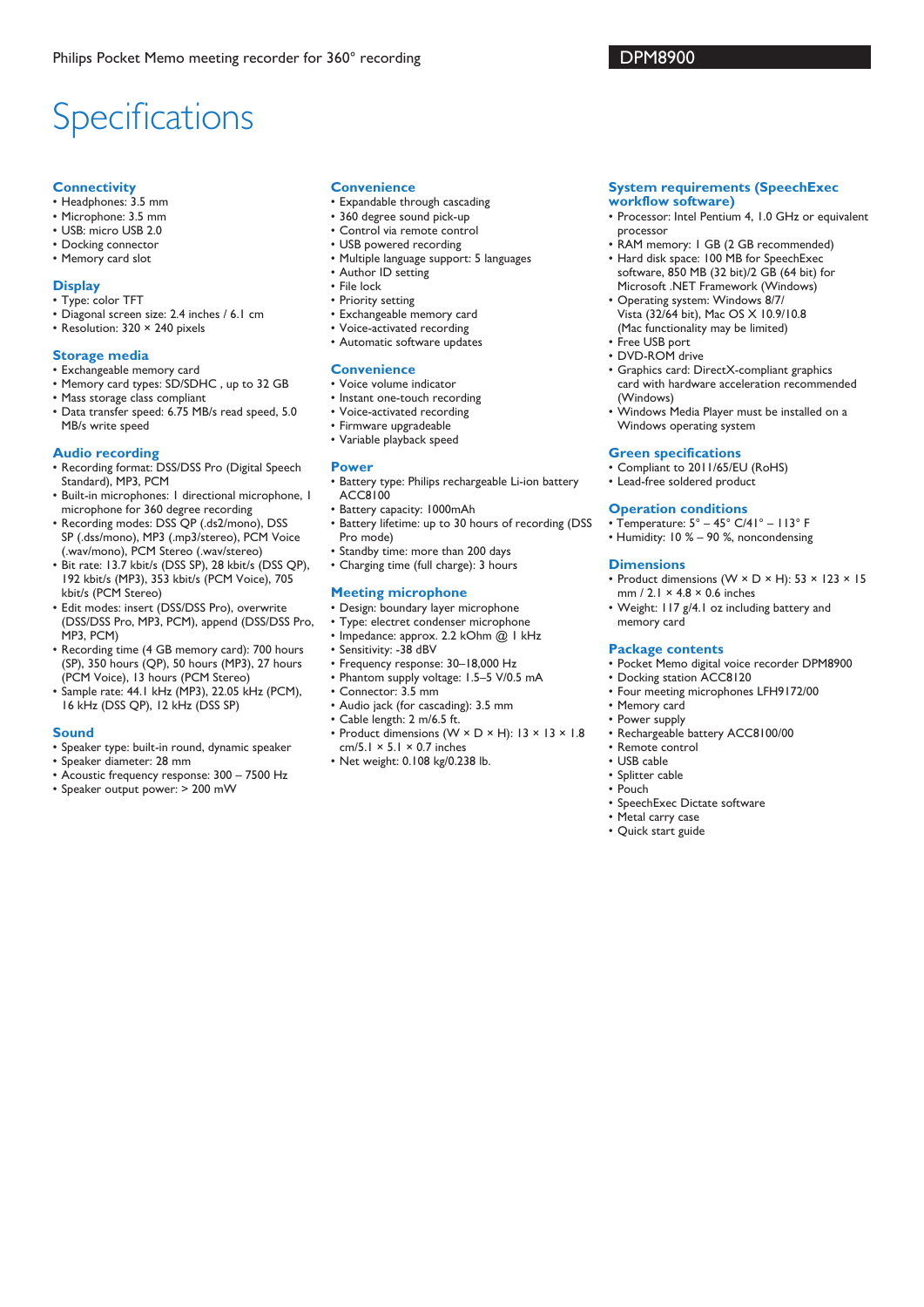# Specifications

## Connectivity
- Headphones: 3.5 mm
- Microphone: 3.5 mm
- USB: micro USB 2.0
- Docking connector
- Memory card slot

## Display
- Type: color TFT
- Diagonal screen size: 2.4 inches / 6.1 cm
- Resolution: 320 × 240 pixels

## Storage media
- Exchangeable memory card
- Memory card types: SD/SDHC , up to 32 GB
- Mass storage class compliant
- Data transfer speed: 6.75 MB/s read speed, 5.0 MB/s write speed

## Audio recording
- Recording format: DSS/DSS Pro (Digital Speech Standard), MP3, PCM
- Built-in microphones: 1 directional microphone, 1 microphone for 360 degree recording
- Recording modes: DSS QP (.ds2/mono), DSS SP (.dss/mono), MP3 (.mp3/stereo), PCM Voice (.wav/mono), PCM Stereo (.wav/stereo)
- Bit rate: 13.7 kbit/s (DSS SP), 28 kbit/s (DSS QP), 192 kbit/s (MP3), 353 kbit/s (PCM Voice), 705 kbit/s (PCM Stereo)
- Edit modes: insert (DSS/DSS Pro), overwrite (DSS/DSS Pro, MP3, PCM), append (DSS/DSS Pro, MP3, PCM)
- Recording time (4 GB memory card): 700 hours (SP), 350 hours (QP), 50 hours (MP3), 27 hours (PCM Voice), 13 hours (PCM Stereo)
- Sample rate: 44.1 kHz (MP3), 22.05 kHz (PCM), 16 kHz (DSS QP), 12 kHz (DSS SP)

## Sound
- Speaker type: built-in round, dynamic speaker
- Speaker diameter: 28 mm
- Acoustic frequency response: 300 – 7500 Hz
- Speaker output power: > 200 mW

## Convenience
- Expandable through cascading
- 360 degree sound pick-up
- Control via remote control
- USB powered recording
- Multiple language support: 5 languages
- Author ID setting
- File lock
- Priority setting
- Exchangeable memory card
- Voice-activated recording
- Automatic software updates

## Convenience
- Voice volume indicator
- Instant one-touch recording
- Voice-activated recording
- Firmware upgradeable
- Variable playback speed

## Power
- Battery type: Philips rechargeable Li-ion battery ACC8100
- Battery capacity: 1000mAh
- Battery lifetime: up to 30 hours of recording (DSS Pro mode)
- Standby time: more than 200 days
- Charging time (full charge): 3 hours

## Meeting microphone
- Design: boundary layer microphone
- Type: electret condenser microphone
- Impedance: approx. 2.2 kOhm @ 1 kHz
- Sensitivity: -38 dBV
- Frequency response: 30–18,000 Hz
- Phantom supply voltage: 1.5–5 V/0.5 mA
- Connector: 3.5 mm
- Audio jack (for cascading): 3.5 mm
- Cable length: 2 m/6.5 ft.
- Product dimensions (W × D × H): 13 × 13 × 1.8 cm/5.1 × 5.1 × 0.7 inches
- Net weight: 0.108 kg/0.238 lb.

## System requirements (SpeechExec workflow software)
- Processor: Intel Pentium 4, 1.0 GHz or equivalent processor
- RAM memory: 1 GB (2 GB recommended)
- Hard disk space: 100 MB for SpeechExec software, 850 MB (32 bit)/2 GB (64 bit) for Microsoft .NET Framework (Windows)
- Operating system: Windows 8/7/ Vista (32/64 bit), Mac OS X 10.9/10.8 (Mac functionality may be limited)
- Free USB port
- DVD-ROM drive
- Graphics card: DirectX-compliant graphics card with hardware acceleration recommended (Windows)
- Windows Media Player must be installed on a Windows operating system

## Green specifications
- Compliant to 2011/65/EU (RoHS)
- Lead-free soldered product

## Operation conditions
- Temperature: 5° – 45° C/41° – 113° F
- Humidity: 10 % – 90 %, noncondensing

## Dimensions
- Product dimensions (W × D × H): 53 × 123 × 15 mm / 2.1 × 4.8 × 0.6 inches
- Weight: 117 g/4.1 oz including battery and memory card

## Package contents
- Pocket Memo digital voice recorder DPM8900
- Docking station ACC8120
- Four meeting microphones LFH9172/00
- Memory card
- Power supply
- Rechargeable battery ACC8100/00
- Remote control
- USB cable
- Splitter cable
- Pouch
- SpeechExec Dictate software
- Metal carry case
- Quick start guide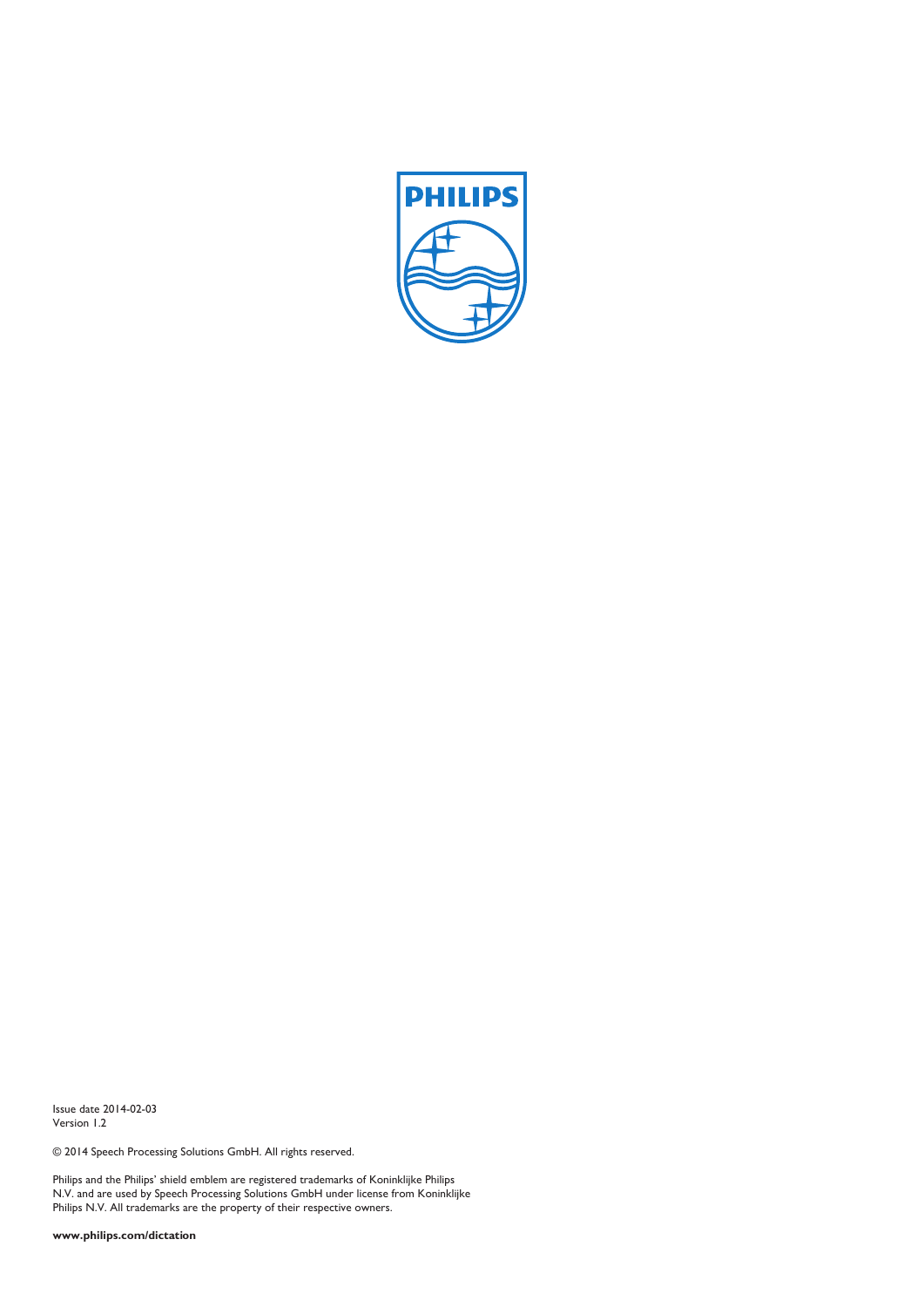PHILIPS

Issue date 2014-02-03
Version 1.2

© 2014 Speech Processing Solutions GmbH. All rights reserved.

Philips and the Philips' shield emblem are registered trademarks of Koninklijke Philips N.V. and are used by Speech Processing Solutions GmbH under license from Koninklijke Philips N.V. All trademarks are the property of their respective owners.

**www.philips.com/dictation**